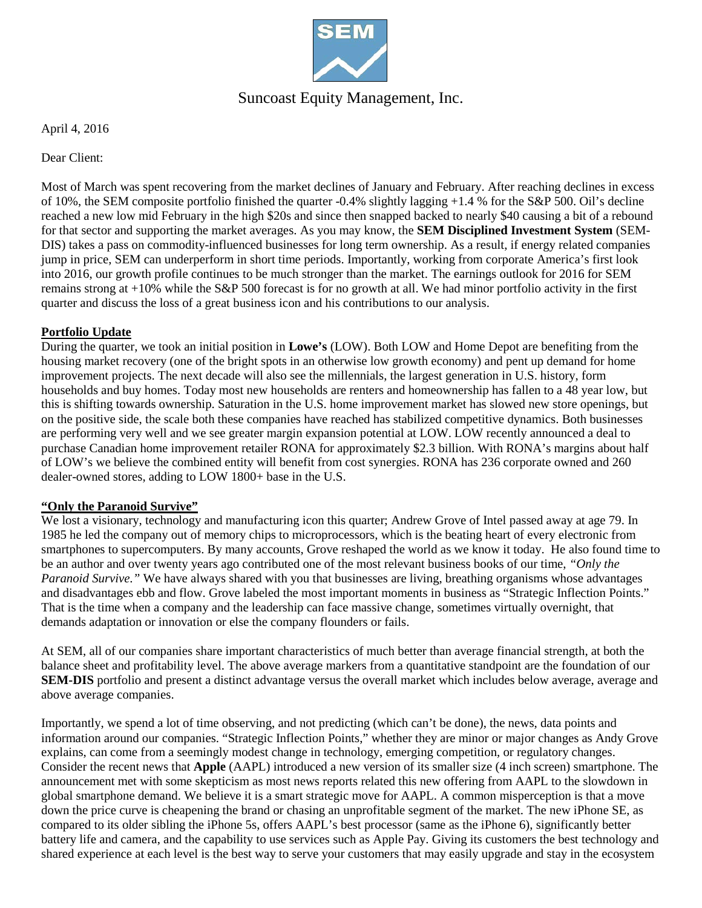Suncoast Equity Management, Inc.

April 4, 2016

Dear Client:

Most of March was spent recovering from the market declines of January and February. After reaching declines in excess of 10%, the SEM composite portfolio finished the quarter -0.4% slightly lagging +1.4 % for the S&P 500. Oil's decline reached a new low mid February in the high $20s and since then snapped backed to nearly $40 causing a bit of a rebound for that sector and supporting the market averages. As you may know, the **SEM Disciplined Investment System** (SEM-DIS) takes a pass on commodity-influenced businesses for long term ownership. As a result, if energy related companies jump in price, SEM can underperform in short time periods. Importantly, working from corporate America's first look into 2016, our growth profile continues to be much stronger than the market. The earnings outlook for 2016 for SEM remains strong at +10% while the S&P 500 forecast is for no growth at all. We had minor portfolio activity in the first quarter and discuss the loss of a great business icon and his contributions to our analysis.

## Portfolio Update

During the quarter, we took an initial position in **Lowe's** (LOW). Both LOW and Home Depot are benefiting from the housing market recovery (one of the bright spots in an otherwise low growth economy) and pent up demand for home improvement projects. The next decade will also see the millennials, the largest generation in U.S. history, form households and buy homes. Today most new households are renters and homeownership has fallen to a 48 year low, but this is shifting towards ownership. Saturation in the U.S. home improvement market has slowed new store openings, but on the positive side, the scale both these companies have reached has stabilized competitive dynamics. Both businesses are performing very well and we see greater margin expansion potential at LOW. LOW recently announced a deal to purchase Canadian home improvement retailer RONA for approximately $2.3 billion. With RONA's margins about half of LOW's we believe the combined entity will benefit from cost synergies. RONA has 236 corporate owned and 260 dealer-owned stores, adding to LOW 1800+ base in the U.S.

## "Only the Paranoid Survive"

We lost a visionary, technology and manufacturing icon this quarter; Andrew Grove of Intel passed away at age 79. In 1985 he led the company out of memory chips to microprocessors, which is the beating heart of every electronic from smartphones to supercomputers. By many accounts, Grove reshaped the world as we know it today. He also found time to be an author and over twenty years ago contributed one of the most relevant business books of our time, *"Only the Paranoid Survive."* We have always shared with you that businesses are living, breathing organisms whose advantages and disadvantages ebb and flow. Grove labeled the most important moments in business as "Strategic Inflection Points." That is the time when a company and the leadership can face massive change, sometimes virtually overnight, that demands adaptation or innovation or else the company flounders or fails.

At SEM, all of our companies share important characteristics of much better than average financial strength, at both the balance sheet and profitability level. The above average markers from a quantitative standpoint are the foundation of our **SEM-DIS** portfolio and present a distinct advantage versus the overall market which includes below average, average and above average companies.

Importantly, we spend a lot of time observing, and not predicting (which can't be done), the news, data points and information around our companies. "Strategic Inflection Points," whether they are minor or major changes as Andy Grove explains, can come from a seemingly modest change in technology, emerging competition, or regulatory changes. Consider the recent news that **Apple** (AAPL) introduced a new version of its smaller size (4 inch screen) smartphone. The announcement met with some skepticism as most news reports related this new offering from AAPL to the slowdown in global smartphone demand. We believe it is a smart strategic move for AAPL. A common misperception is that a move down the price curve is cheapening the brand or chasing an unprofitable segment of the market. The new iPhone SE, as compared to its older sibling the iPhone 5s, offers AAPL's best processor (same as the iPhone 6), significantly better battery life and camera, and the capability to use services such as Apple Pay. Giving its customers the best technology and shared experience at each level is the best way to serve your customers that may easily upgrade and stay in the ecosystem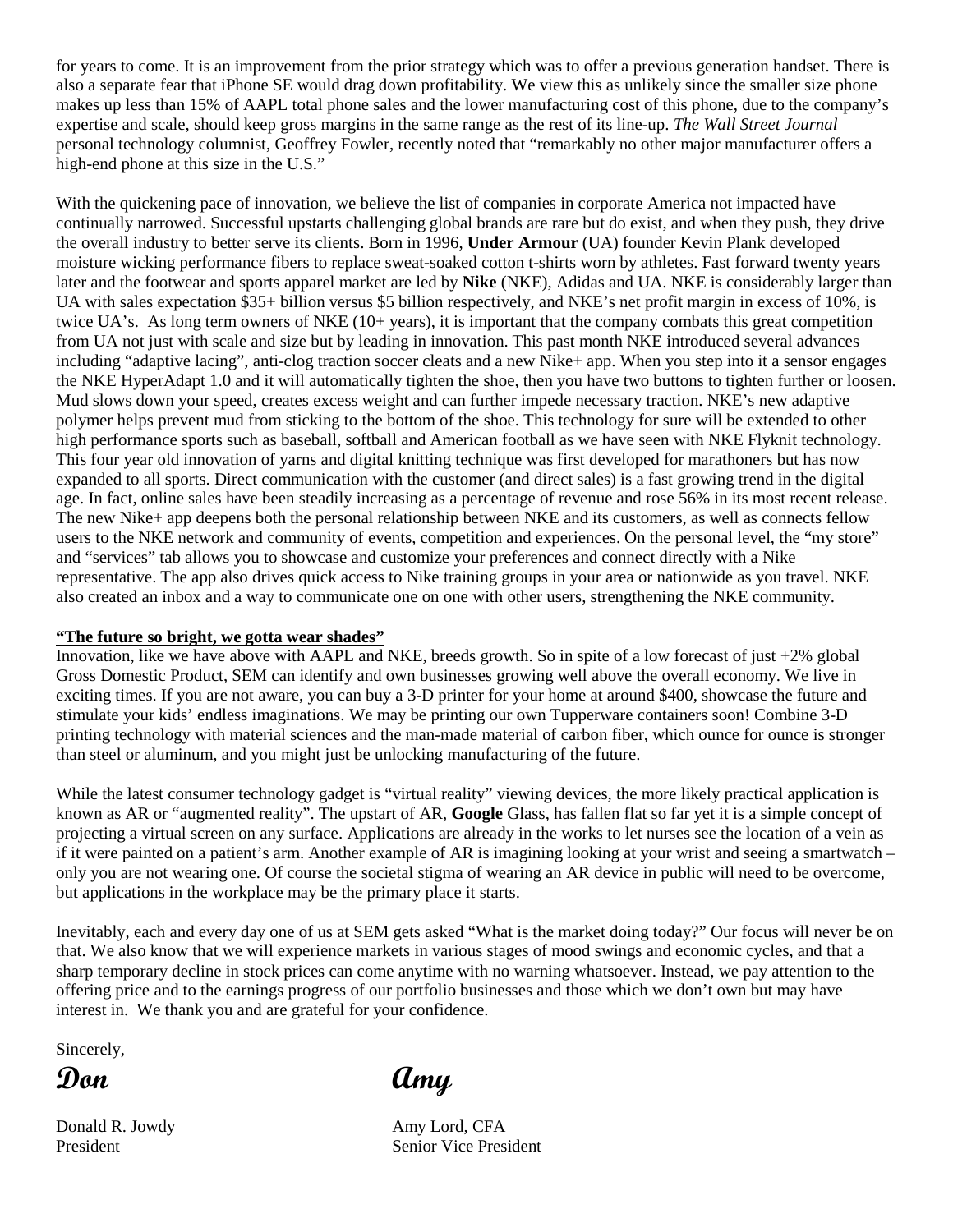for years to come. It is an improvement from the prior strategy which was to offer a previous generation handset. There is also a separate fear that iPhone SE would drag down profitability. We view this as unlikely since the smaller size phone makes up less than 15% of AAPL total phone sales and the lower manufacturing cost of this phone, due to the company's expertise and scale, should keep gross margins in the same range as the rest of its line-up. *The Wall Street Journal* personal technology columnist, Geoffrey Fowler, recently noted that "remarkably no other major manufacturer offers a high-end phone at this size in the U.S."

With the quickening pace of innovation, we believe the list of companies in corporate America not impacted have continually narrowed. Successful upstarts challenging global brands are rare but do exist, and when they push, they drive the overall industry to better serve its clients. Born in 1996, **Under Armour** (UA) founder Kevin Plank developed moisture wicking performance fibers to replace sweat-soaked cotton t-shirts worn by athletes. Fast forward twenty years later and the footwear and sports apparel market are led by **Nike** (NKE), Adidas and UA. NKE is considerably larger than UA with sales expectation $35+ billion versus $5 billion respectively, and NKE's net profit margin in excess of 10%, is twice UA's. As long term owners of NKE (10+ years), it is important that the company combats this great competition from UA not just with scale and size but by leading in innovation. This past month NKE introduced several advances including "adaptive lacing", anti-clog traction soccer cleats and a new Nike+ app. When you step into it a sensor engages the NKE HyperAdapt 1.0 and it will automatically tighten the shoe, then you have two buttons to tighten further or loosen. Mud slows down your speed, creates excess weight and can further impede necessary traction. NKE's new adaptive polymer helps prevent mud from sticking to the bottom of the shoe. This technology for sure will be extended to other high performance sports such as baseball, softball and American football as we have seen with NKE Flyknit technology. This four year old innovation of yarns and digital knitting technique was first developed for marathoners but has now expanded to all sports. Direct communication with the customer (and direct sales) is a fast growing trend in the digital age. In fact, online sales have been steadily increasing as a percentage of revenue and rose 56% in its most recent release. The new Nike+ app deepens both the personal relationship between NKE and its customers, as well as connects fellow users to the NKE network and community of events, competition and experiences. On the personal level, the "my store" and "services" tab allows you to showcase and customize your preferences and connect directly with a Nike representative. The app also drives quick access to Nike training groups in your area or nationwide as you travel. NKE also created an inbox and a way to communicate one on one with other users, strengthening the NKE community.

**"The future so bright, we gotta wear shades"**

Innovation, like we have above with AAPL and NKE, breeds growth. So in spite of a low forecast of just +2% global Gross Domestic Product, SEM can identify and own businesses growing well above the overall economy. We live in exciting times. If you are not aware, you can buy a 3-D printer for your home at around $400, showcase the future and stimulate your kids' endless imaginations. We may be printing our own Tupperware containers soon! Combine 3-D printing technology with material sciences and the man-made material of carbon fiber, which ounce for ounce is stronger than steel or aluminum, and you might just be unlocking manufacturing of the future.

While the latest consumer technology gadget is "virtual reality" viewing devices, the more likely practical application is known as AR or "augmented reality". The upstart of AR, **Google** Glass, has fallen flat so far yet it is a simple concept of projecting a virtual screen on any surface. Applications are already in the works to let nurses see the location of a vein as if it were painted on a patient's arm. Another example of AR is imagining looking at your wrist and seeing a smartwatch – only you are not wearing one. Of course the societal stigma of wearing an AR device in public will need to be overcome, but applications in the workplace may be the primary place it starts.

Inevitably, each and every day one of us at SEM gets asked "What is the market doing today?" Our focus will never be on that. We also know that we will experience markets in various stages of mood swings and economic cycles, and that a sharp temporary decline in stock prices can come anytime with no warning whatsoever. Instead, we pay attention to the offering price and to the earnings progress of our portfolio businesses and those which we don't own but may have interest in. We thank you and are grateful for your confidence.

Sincerely,

**Don** | **Amy**

Donald R. Jowdy
President

Amy Lord, CFA
Senior Vice President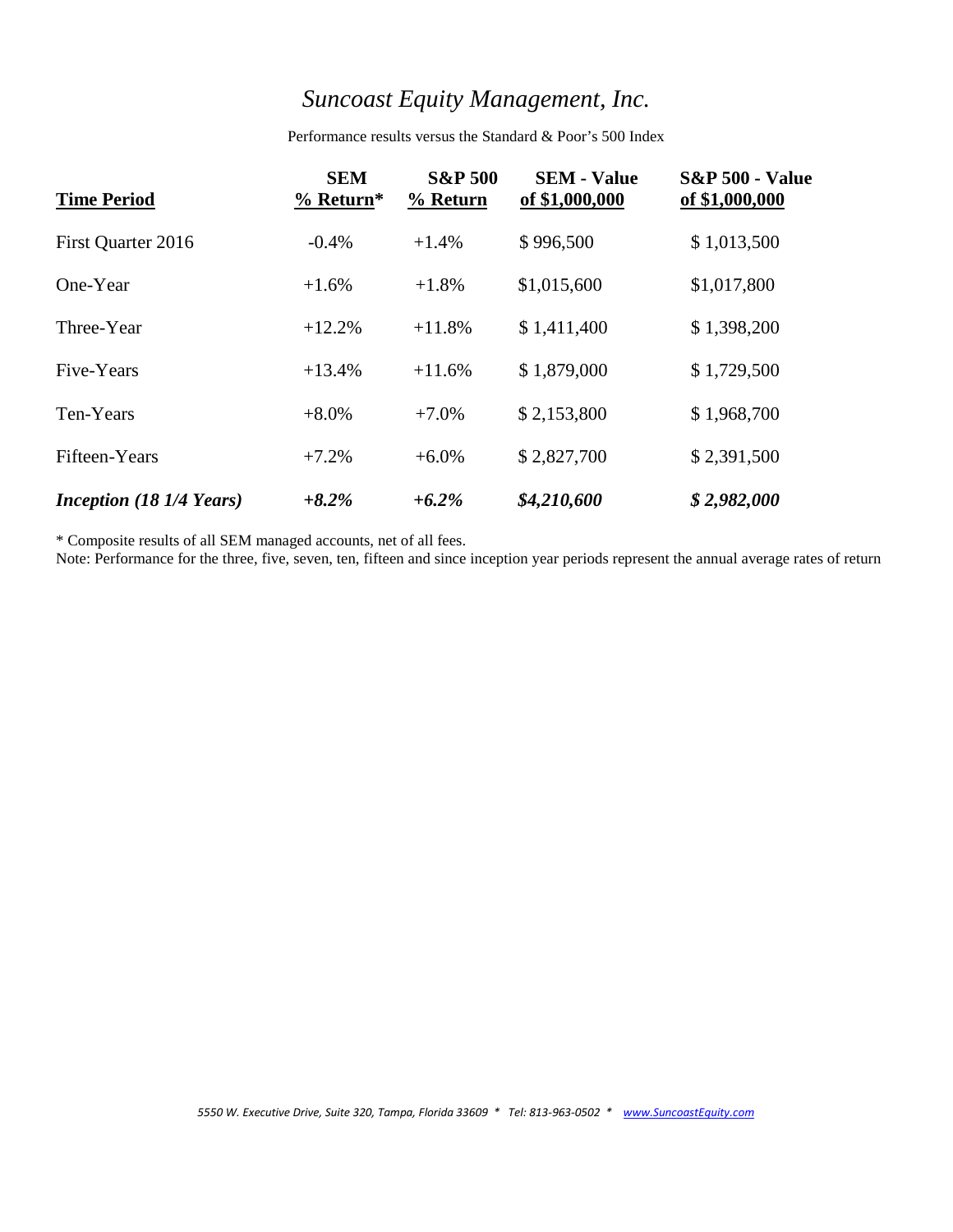# *Suncoast Equity Management, Inc.*

Performance results versus the Standard & Poor's 500 Index

| **Time Period** | **SEM % Return*** | **S&P 500 % Return** | **SEM - Value of $1,000,000** | **S&P 500 - Value of $1,000,000** |
|---|---|---|---|---|
| First Quarter 2016 | -0.4% | +1.4% | $ 996,500 | $ 1,013,500 |
| One-Year | +1.6% | +1.8% | $1,015,600 | $1,017,800 |
| Three-Year | +12.2% | +11.8% | $ 1,411,400 | $ 1,398,200 |
| Five-Years | +13.4% | +11.6% | $ 1,879,000 | $ 1,729,500 |
| Ten-Years | +8.0% | +7.0% | $ 2,153,800 | $ 1,968,700 |
| Fifteen-Years | +7.2% | +6.0% | $ 2,827,700 | $ 2,391,500 |
| ***Inception (18 1/4 Years)*** | ***+8.2%*** | ***+6.2%*** | ***$4,210,600*** | ***$ 2,982,000*** |

* Composite results of all SEM managed accounts, net of all fees.

Note: Performance for the three, five, seven, ten, fifteen and since inception year periods represent the annual average rates of return

*5550 W. Executive Drive, Suite 320, Tampa, Florida 33609 * Tel: 813-963-0502 * www.SuncoastEquity.com*